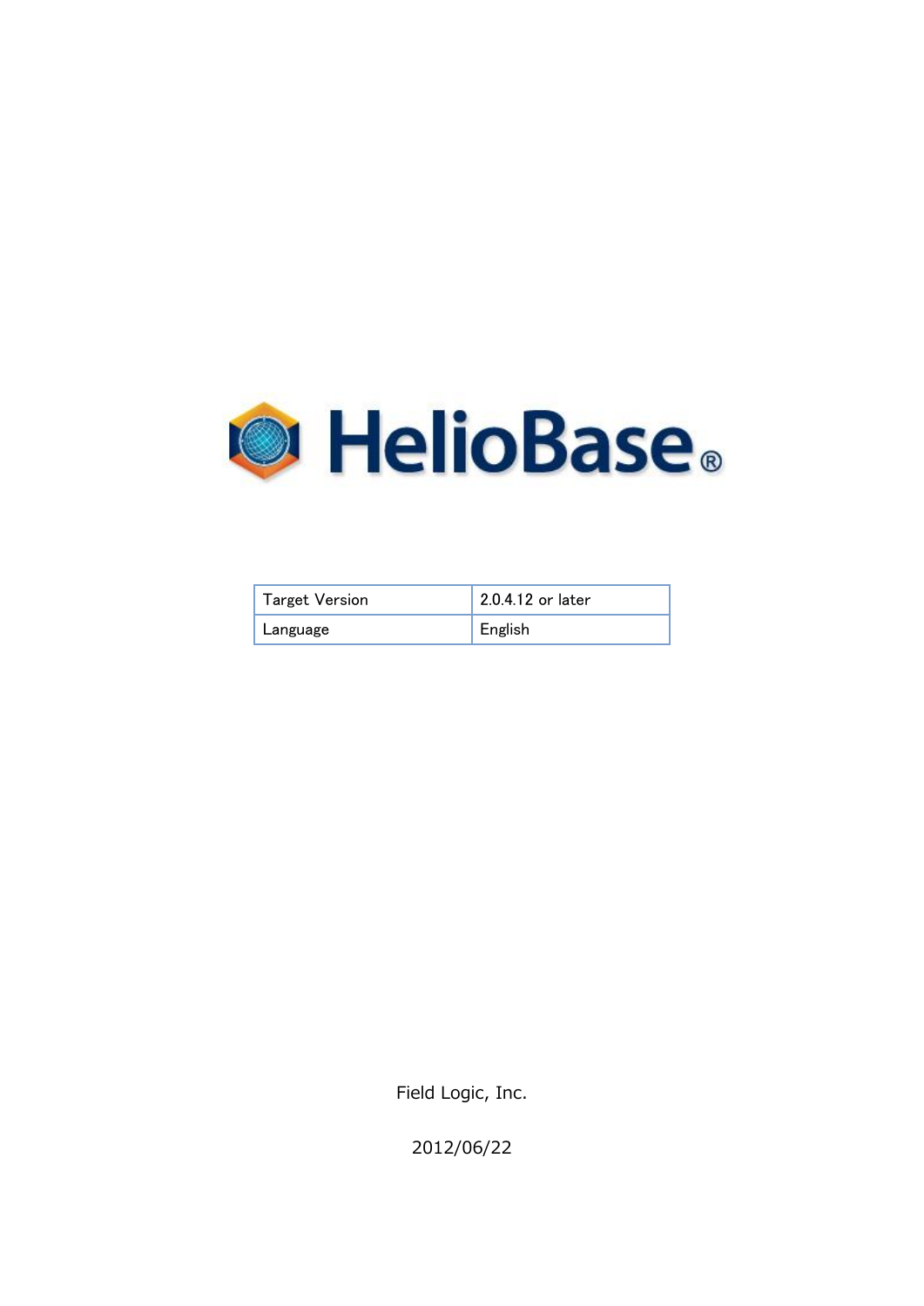# HelioBase®

| Target Version | 2.0.4.12 or later |
| --- | --- |
| Language | English |

Field Logic, Inc.

2012/06/22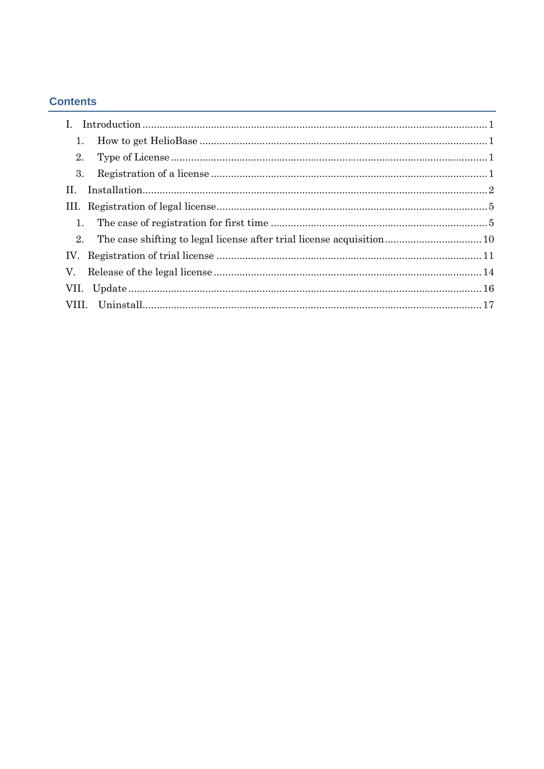## Contents

- I. Introduction ........ 1
  - 1. How to get HelioBase ........ 1
  - 2. Type of License ........ 1
  - 3. Registration of a license ........ 1
- II. Installation ........ 2
- III. Registration of legal license ........ 5
  - 1. The case of registration for first time ........ 5
  - 2. The case shifting to legal license after trial license acquisition ........ 10
- IV. Registration of trial license ........ 11
- V. Release of the legal license ........ 14
- VII. Update ........ 16
- VIII. Uninstall ........ 17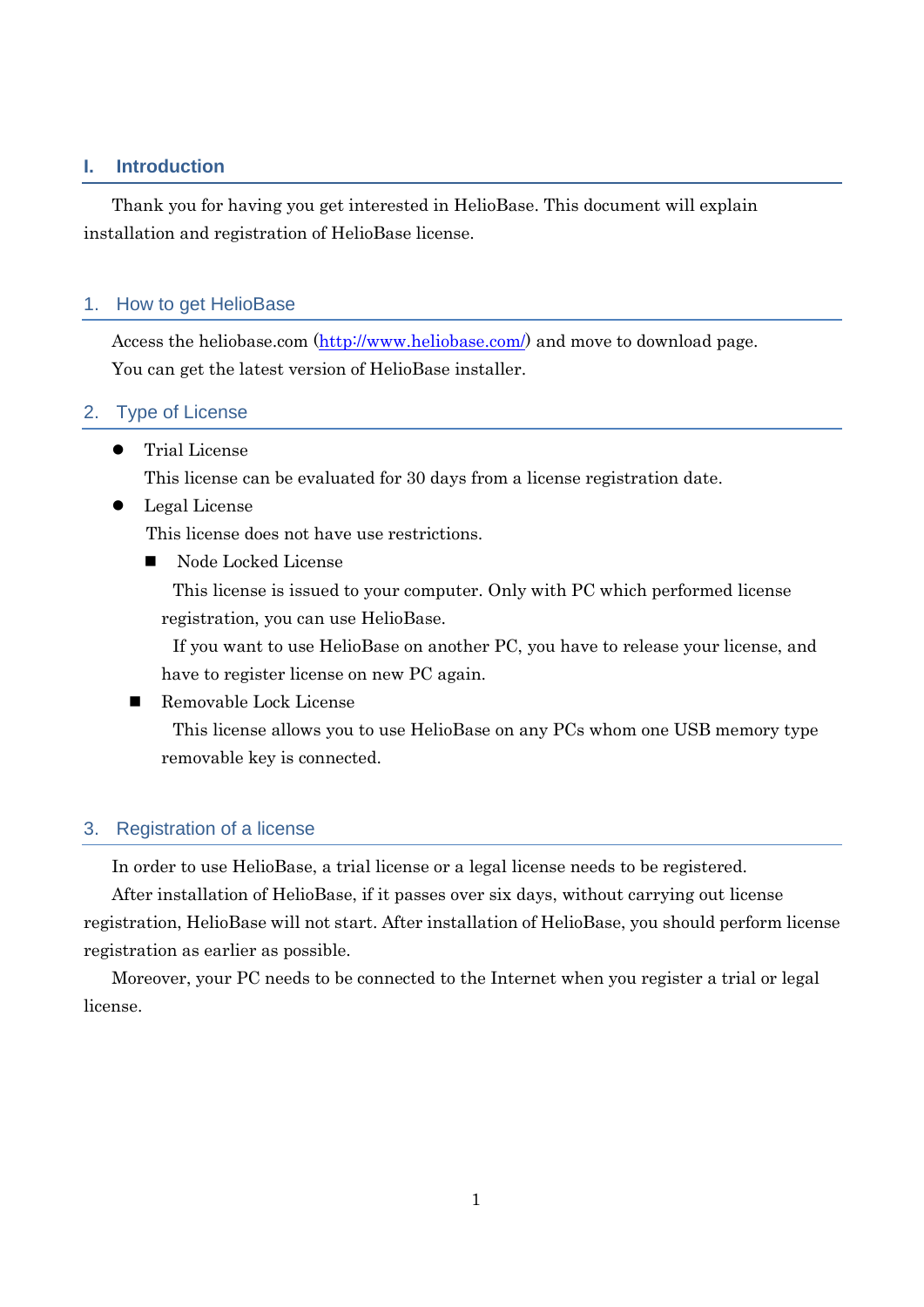# I. Introduction

Thank you for having you get interested in HelioBase. This document will explain installation and registration of HelioBase license.

## 1. How to get HelioBase

Access the heliobase.com ([http://www.heliobase.com/](http://www.heliobase.com/)) and move to download page.
You can get the latest version of HelioBase installer.

## 2. Type of License

- Trial License
  This license can be evaluated for 30 days from a license registration date.
- Legal License
  This license does not have use restrictions.
  - Node Locked License
    This license is issued to your computer. Only with PC which performed license registration, you can use HelioBase.
    If you want to use HelioBase on another PC, you have to release your license, and have to register license on new PC again.
  - Removable Lock License
    This license allows you to use HelioBase on any PCs whom one USB memory type removable key is connected.

## 3. Registration of a license

In order to use HelioBase, a trial license or a legal license needs to be registered.

After installation of HelioBase, if it passes over six days, without carrying out license registration, HelioBase will not start. After installation of HelioBase, you should perform license registration as earlier as possible.

Moreover, your PC needs to be connected to the Internet when you register a trial or legal license.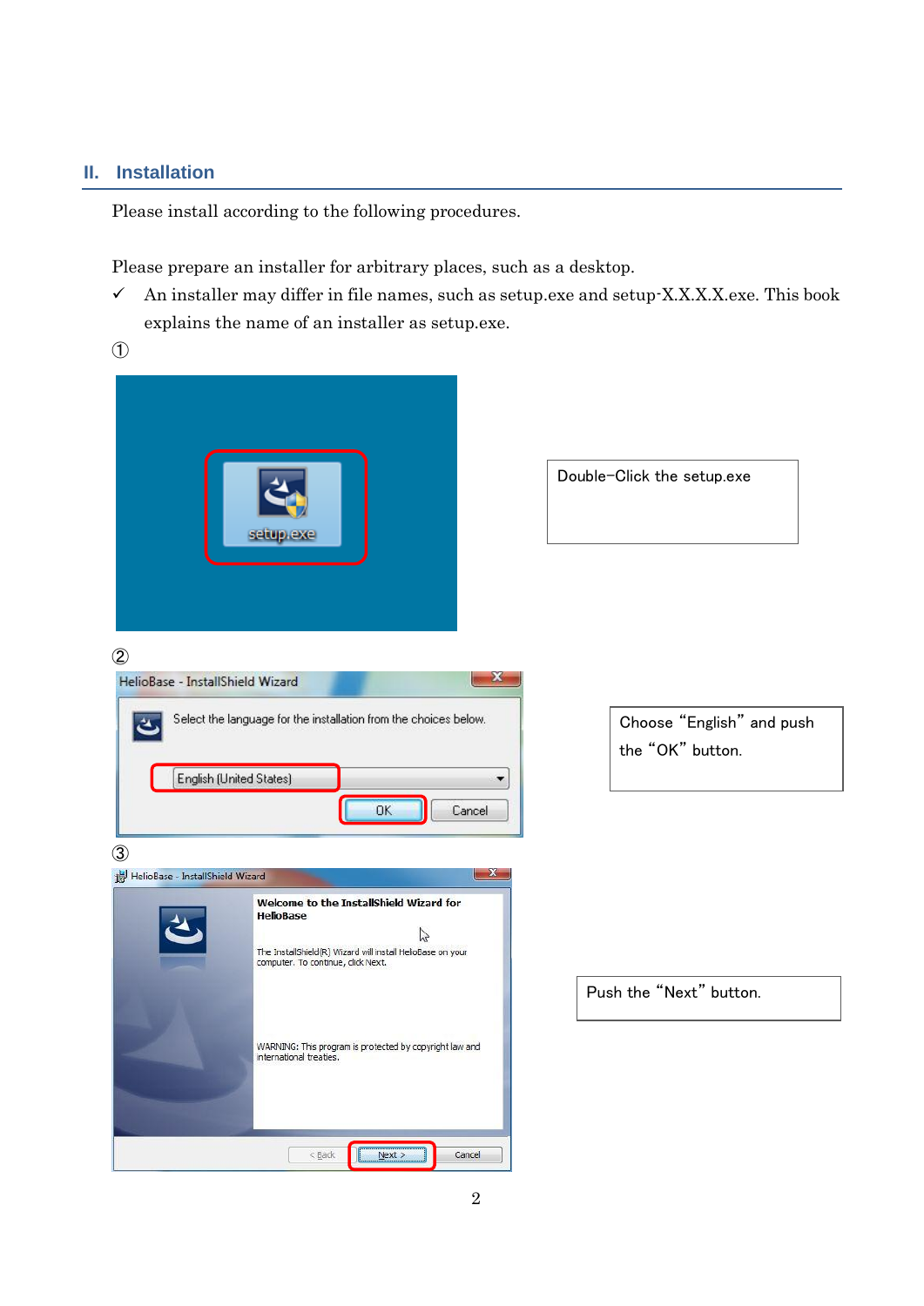## II. Installation

Please install according to the following procedures.

Please prepare an installer for arbitrary places, such as a desktop.

✓ An installer may differ in file names, such as setup.exe and setup-X.X.X.X.exe. This book explains the name of an installer as setup.exe.

①

Double-Click the setup.exe

②

Choose “English” and push the “OK” button.

③

Push the “Next” button.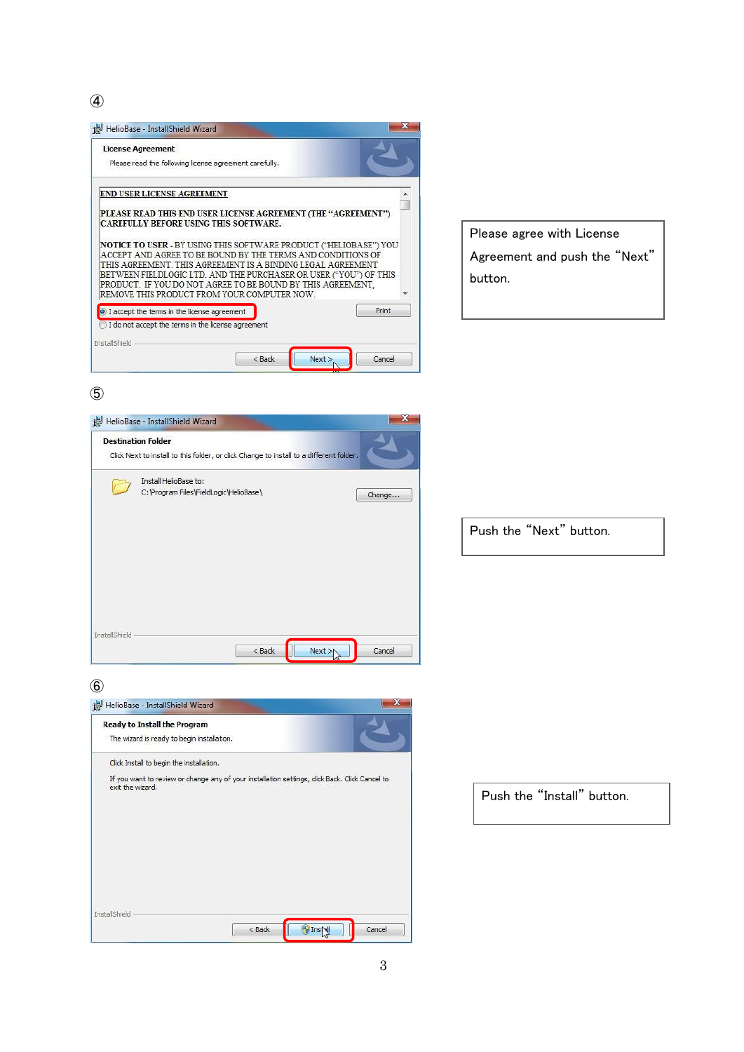④

HelioBase - InstallShield Wizard

**License Agreement**

Please read the following license agreement carefully.

END USER LICENSE AGREEMENT

PLEASE READ THIS END USER LICENSE AGREEMENT (THE "AGREEMENT") CAREFULLY BEFORE USING THIS SOFTWARE.

NOTICE TO USER - BY USING THIS SOFTWARE PRODUCT ("HELIOBASE") YOU ACCEPT AND AGREE TO BE BOUND BY THE TERMS AND CONDITIONS OF THIS AGREEMENT. THIS AGREEMENT IS A BINDING LEGAL AGREEMENT BETWEEN FIELDLOGIC LTD. AND THE PURCHASER OR USER ("YOU") OF THIS PRODUCT. IF YOU DO NOT AGREE TO BE BOUND BY THIS AGREEMENT, REMOVE THIS PRODUCT FROM YOUR COMPUTER NOW.

I accept the terms in the license agreement

I do not accept the terms in the license agreement

Print

InstallShield

< Back | Next > | Cancel

Please agree with License Agreement and push the "Next" button.

⑤

HelioBase - InstallShield Wizard

**Destination Folder**

Click Next to install to this folder, or click Change to install to a different folder.

Install HelioBase to:
C:\Program Files\FieldLogic\HelioBase\

Change...

InstallShield

< Back | Next > | Cancel

Push the "Next" button.

⑥

HelioBase - InstallShield Wizard

**Ready to Install the Program**

The wizard is ready to begin installation.

Click Install to begin the installation.

If you want to review or change any of your installation settings, click Back. Click Cancel to exit the wizard.

InstallShield

< Back | Install | Cancel

Push the "Install" button.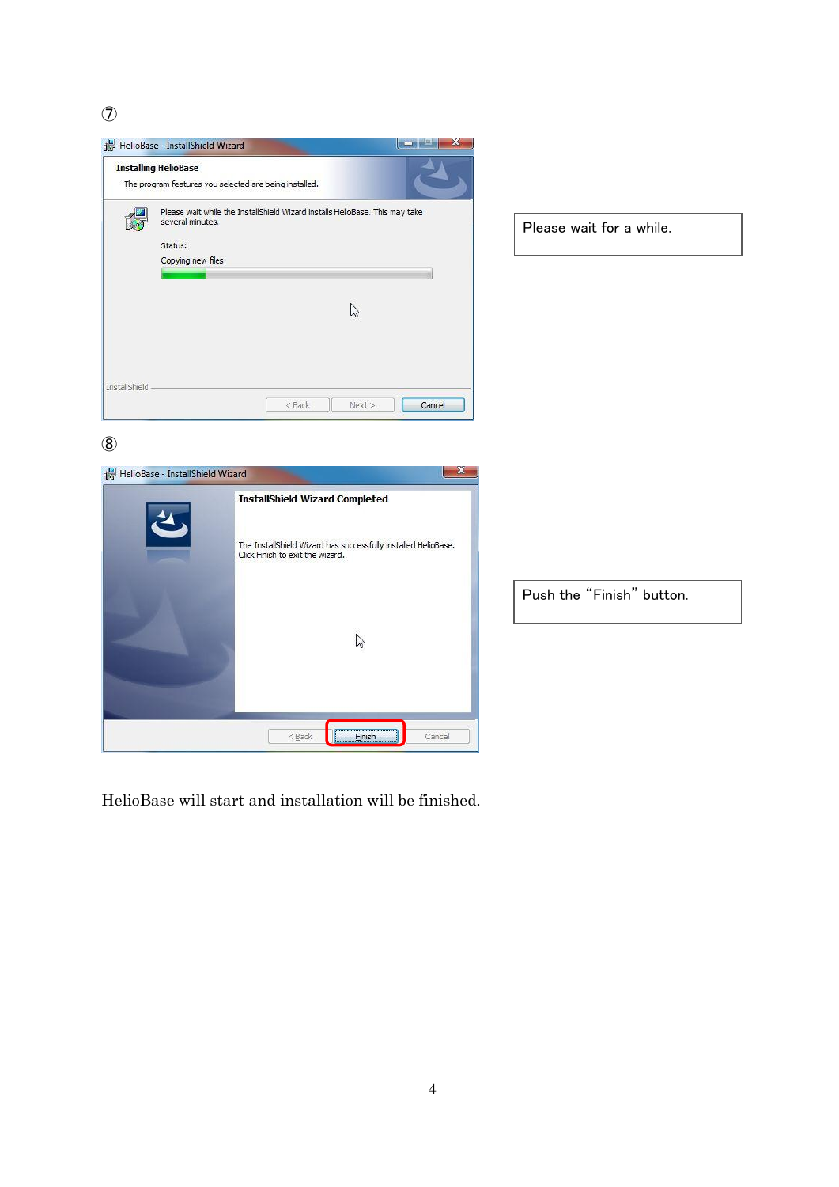⑦

Please wait for a while.

⑧

Push the "Finish" button.

HelioBase will start and installation will be finished.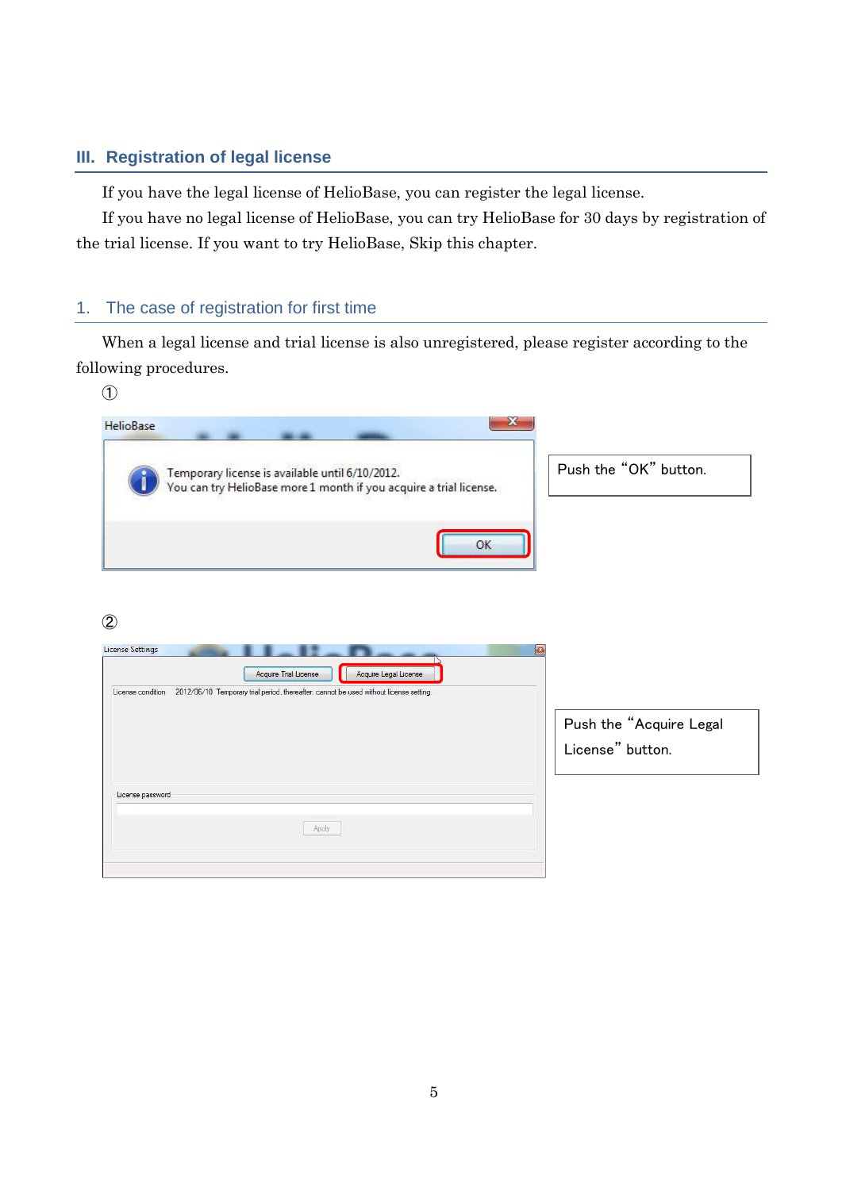## III. Registration of legal license

If you have the legal license of HelioBase, you can register the legal license.

If you have no legal license of HelioBase, you can try HelioBase for 30 days by registration of the trial license. If you want to try HelioBase, Skip this chapter.

### 1. The case of registration for first time

When a legal license and trial license is also unregistered, please register according to the following procedures.

①

Push the "OK" button.

②

Push the "Acquire Legal License" button.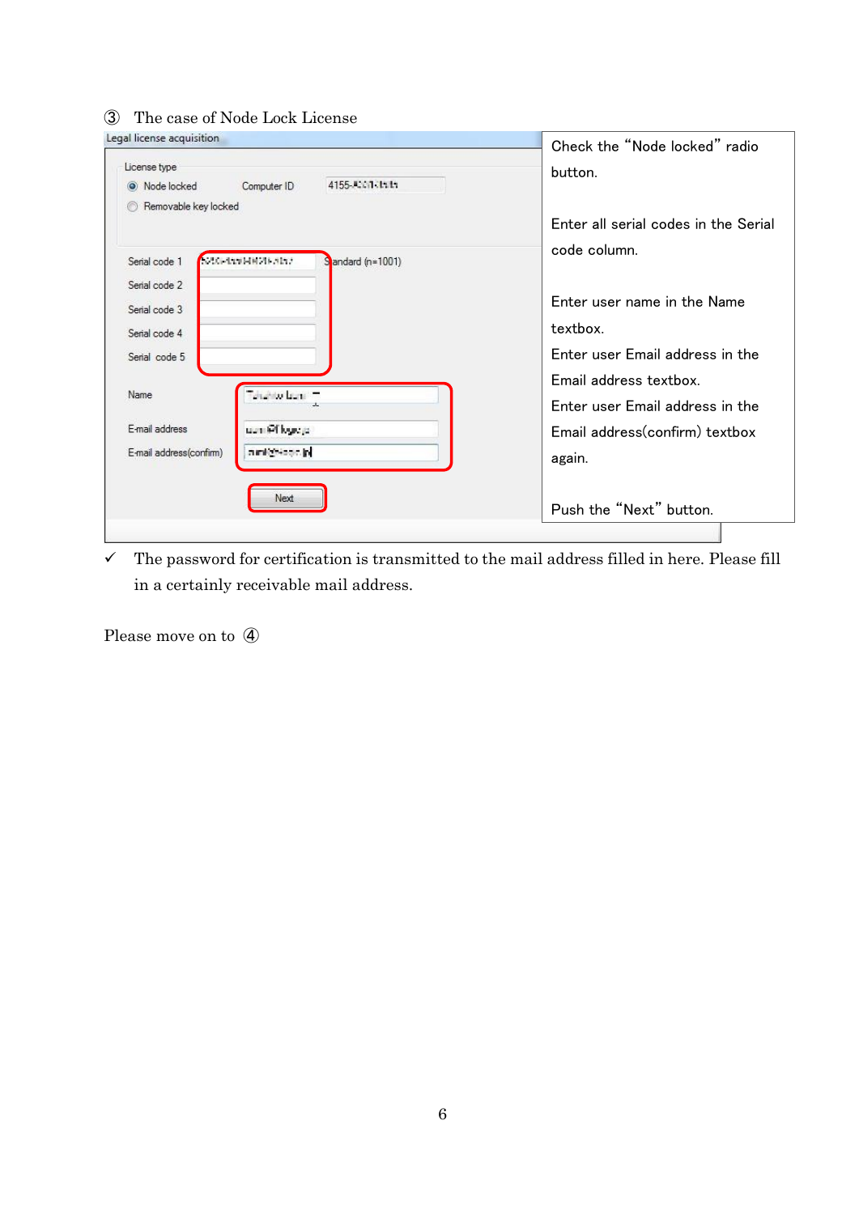③ The case of Node Lock License

Check the "Node locked" radio button.

Enter all serial codes in the Serial code column.

Enter user name in the Name textbox.

Enter user Email address in the Email address textbox.

Enter user Email address in the Email address(confirm) textbox again.

Push the "Next" button.

✓ The password for certification is transmitted to the mail address filled in here. Please fill in a certainly receivable mail address.

Please move on to ④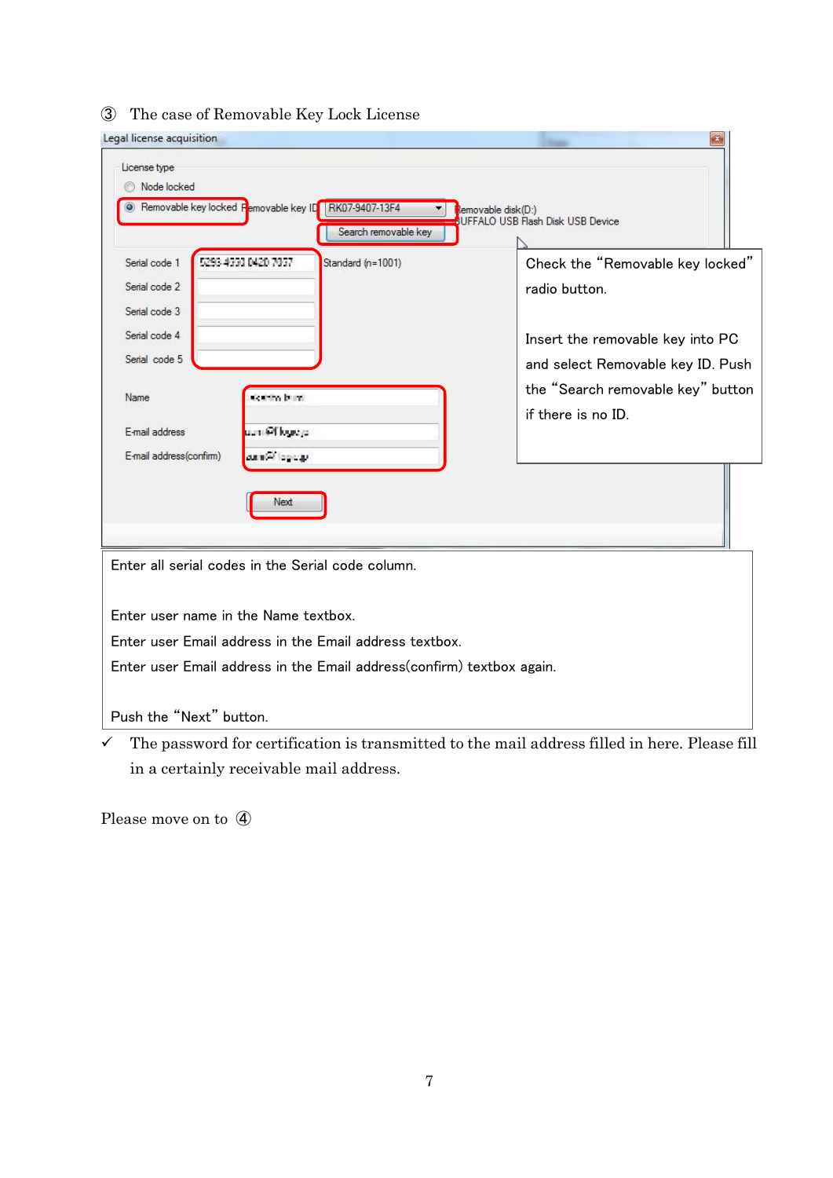③ The case of Removable Key Lock License

Legal license acquisition

License type

- Node locked
- Removable key locked    Removable key ID  RK07-9407-13F4    Removable disk(D:) BUFFALO USB Flash Disk USB Device

Search removable key

Serial code 1  5293-4330 0420 7037  Standard (n=1001)
Serial code 2
Serial code 3
Serial code 4
Serial code 5

Name
E-mail address
E-mail address(confirm)

Next

Check the "Removable key locked" radio button.

Insert the removable key into PC and select Removable key ID. Push the "Search removable key" button if there is no ID.

Enter all serial codes in the Serial code column.

Enter user name in the Name textbox.
Enter user Email address in the Email address textbox.
Enter user Email address in the Email address(confirm) textbox again.

Push the "Next" button.

✓ The password for certification is transmitted to the mail address filled in here. Please fill in a certainly receivable mail address.

Please move on to ④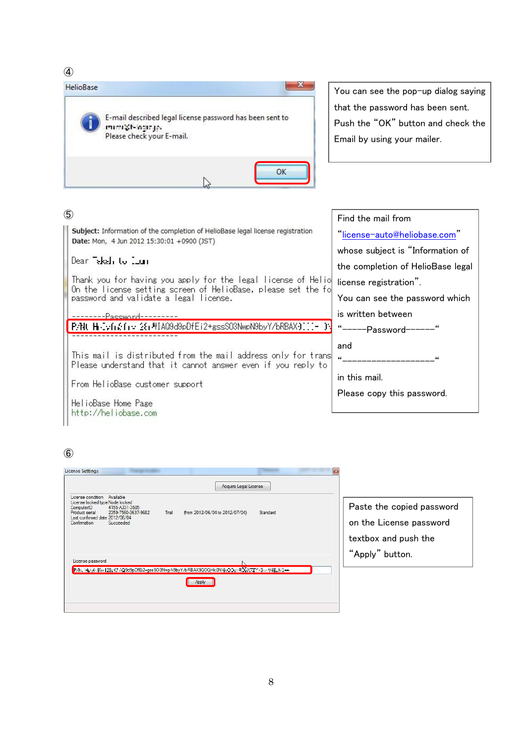④

HelioBase

E-mail described legal license password has been sent to

Please check your E-mail.

OK

You can see the pop-up dialog saying that the password has been sent. Push the “OK” button and check the Email by using your mailer.

⑤

**Subject:** Information of the completion of HelioBase legal license registration
**Date:** Mon, 4 Jun 2012 15:30:01 +0900 (JST)

Dear

Thank you for having you apply for the legal license of Helio
On the license setting screen of HelioBase, please set the fo
password and validate a legal license.

--------Password---------

-------------------------

This mail is distributed from the mail address only for trans
Please understand that it cannot answer even if you reply to

From HelioBase customer support

HelioBase Home Page
http://heliobase.com

Find the mail from “license-auto@heliobase.com” whose subject is “Information of the completion of HelioBase legal license registration”.
You can see the password which is written between
“------Password------“
and
“____________________“
in this mail.
Please copy this password.

⑥

License Settings

Acquire Legal License

License condition Available
License locked type Node locked
ComputerID 4155-A331-3585
Product serial 2359-7560-3637-9682 Trial from 2012/06/04 to 2012/07/04 Standard
Last confirmed date 2012/06/04
Confirmation Succeeded

License password

Apply

Paste the copied password on the License password textbox and push the “Apply” button.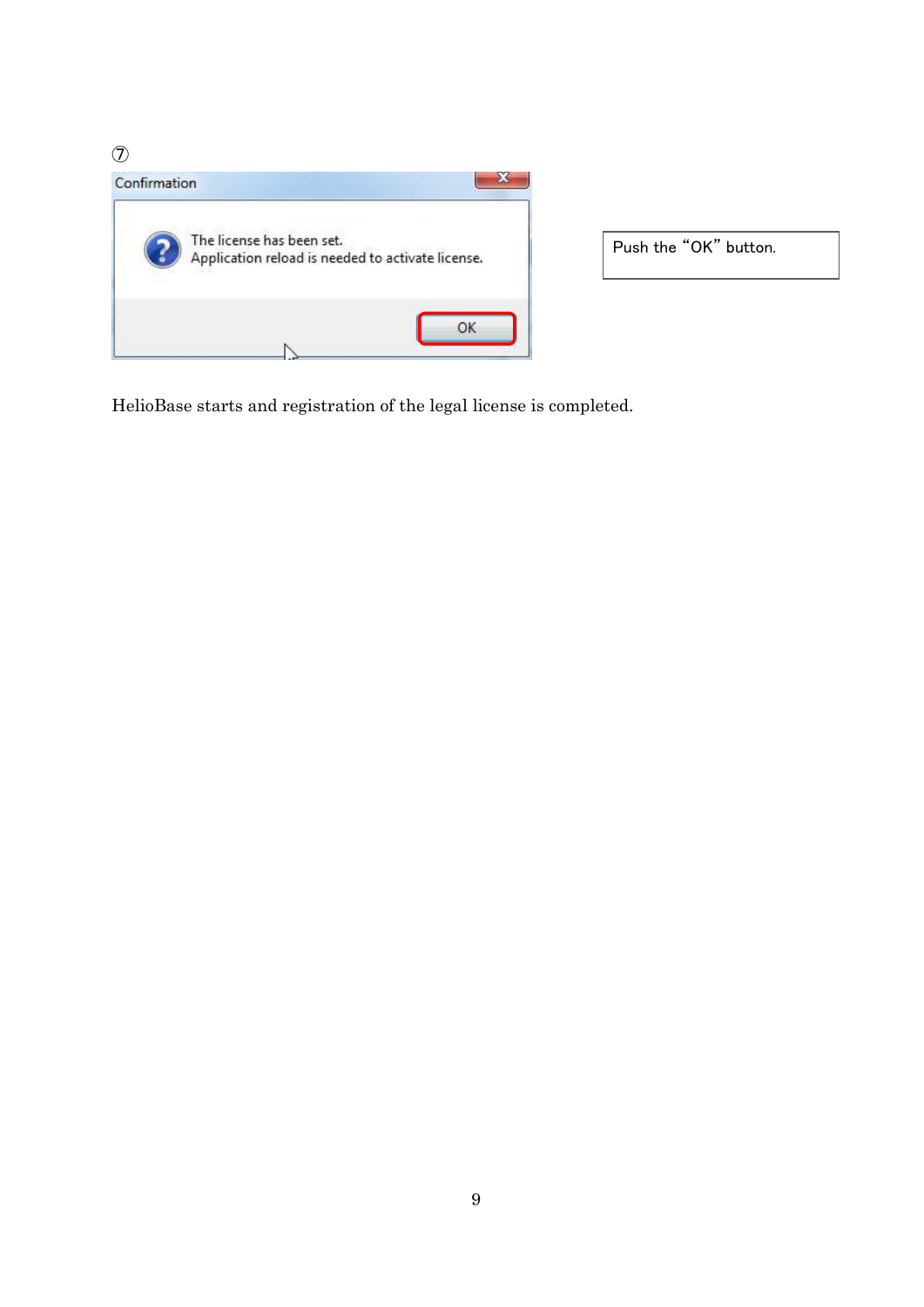⑦

Confirmation

The license has been set.
Application reload is needed to activate license.

OK

Push the “OK” button.

HelioBase starts and registration of the legal license is completed.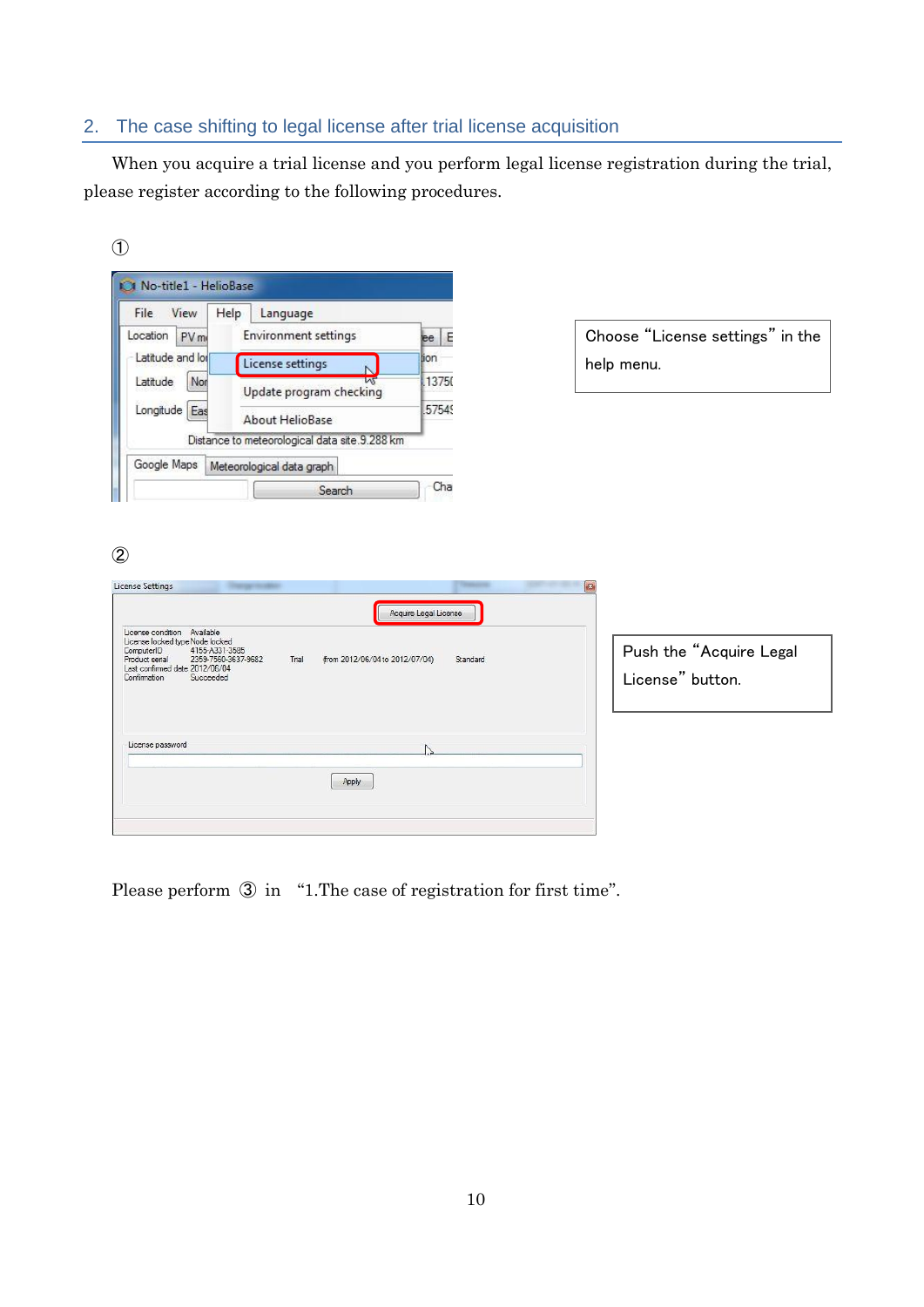## 2. The case shifting to legal license after trial license acquisition

When you acquire a trial license and you perform legal license registration during the trial, please register according to the following procedures.

①

Choose "License settings" in the help menu.

②

Push the "Acquire Legal License" button.

Please perform ③ in "1.The case of registration for first time".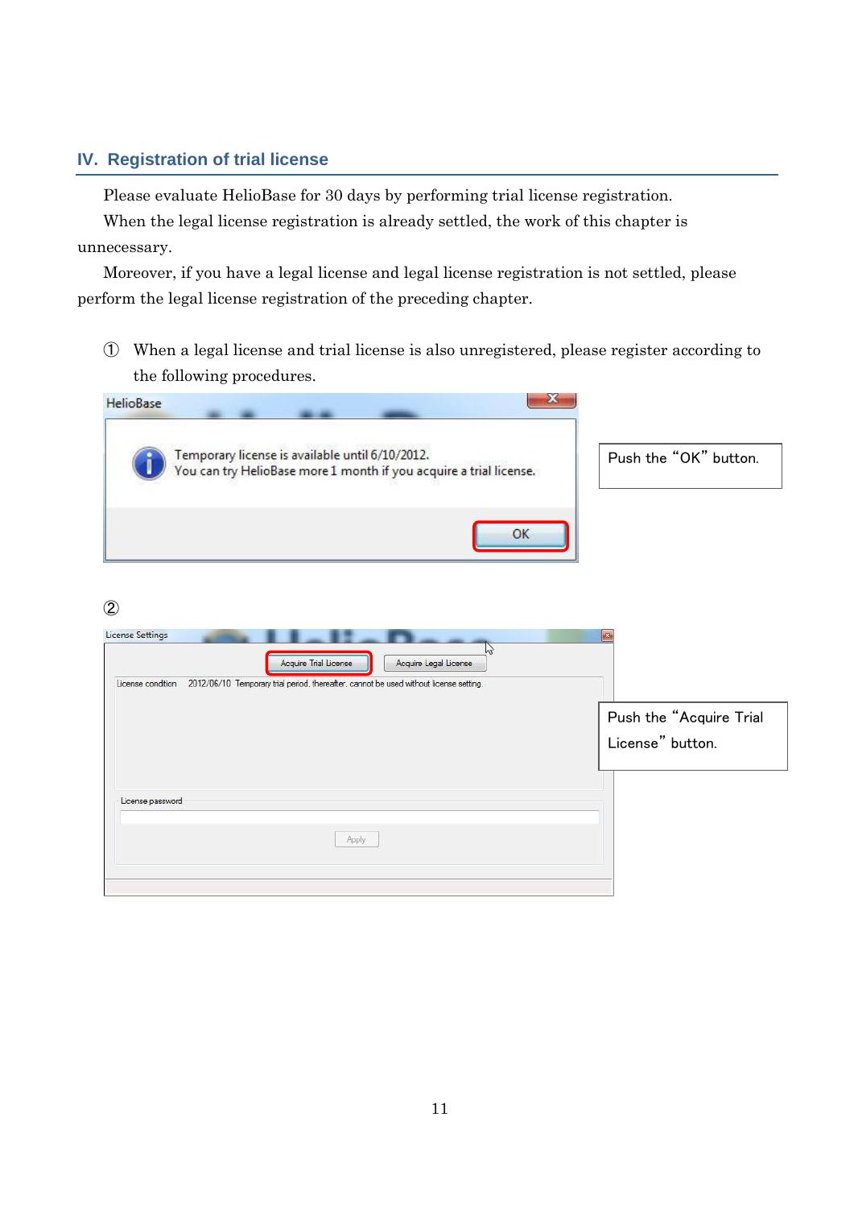## IV. Registration of trial license

Please evaluate HelioBase for 30 days by performing trial license registration.

When the legal license registration is already settled, the work of this chapter is unnecessary.

Moreover, if you have a legal license and legal license registration is not settled, please perform the legal license registration of the preceding chapter.

① When a legal license and trial license is also unregistered, please register according to the following procedures.

HelioBase

Temporary license is available until 6/10/2012.
You can try HelioBase more 1 month if you acquire a trial license.

OK

Push the "OK" button.

②

License Settings

Acquire Trial License | Acquire Legal License

License condition 2012/06/10 Temporary trial period. thereafter. cannot be used without license setting.

License password

Apply

Push the "Acquire Trial License" button.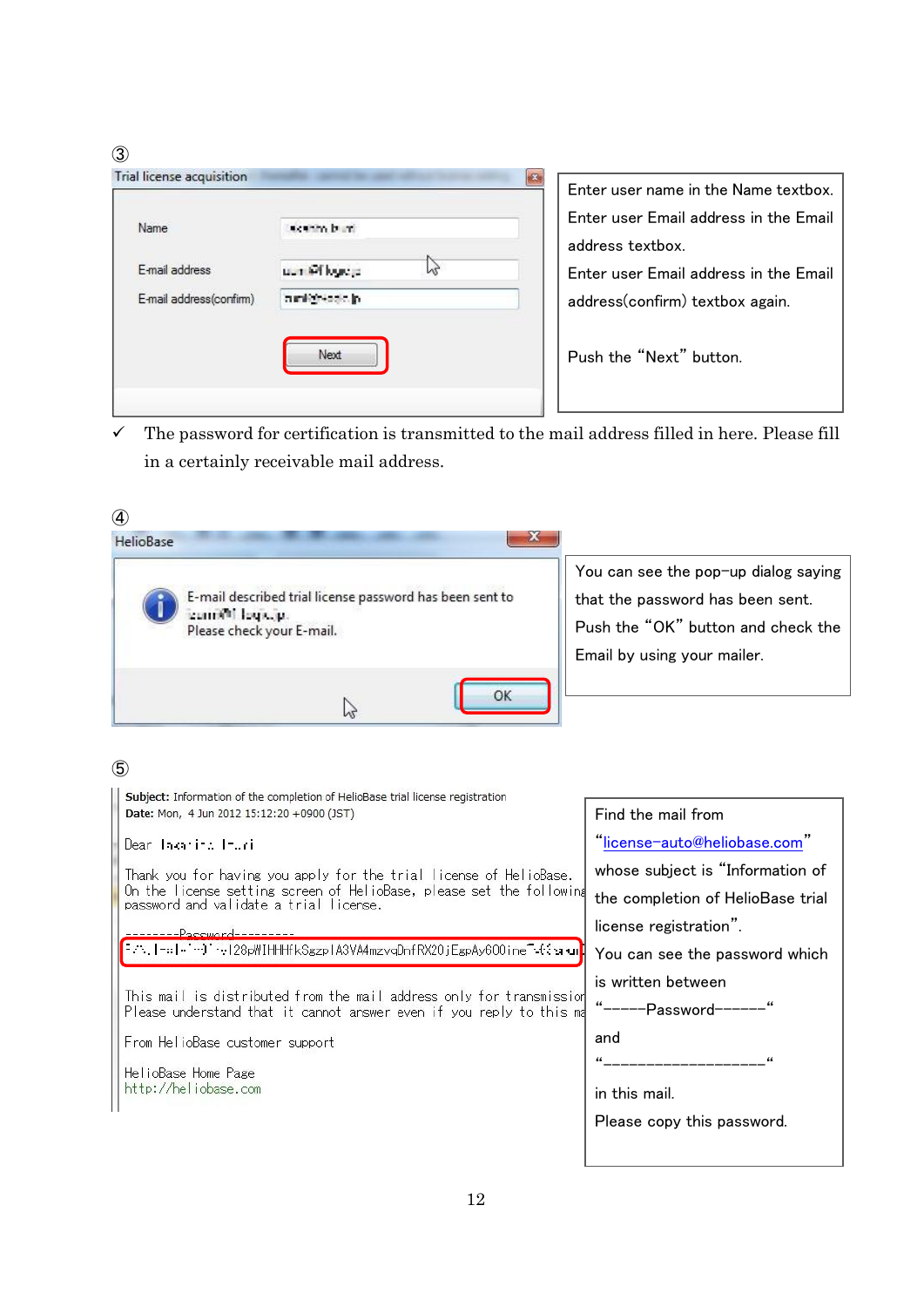③

Trial license acquisition

Name

E-mail address

E-mail address(confirm)

Next

Enter user name in the Name textbox.
Enter user Email address in the Email address textbox.
Enter user Email address in the Email address(confirm) textbox again.

Push the "Next" button.

✓ The password for certification is transmitted to the mail address filled in here. Please fill in a certainly receivable mail address.

④

HelioBase

E-mail described trial license password has been sent to
Please check your E-mail.

OK

You can see the pop-up dialog saying that the password has been sent.
Push the "OK" button and check the Email by using your mailer.

⑤

**Subject:** Information of the completion of HelioBase trial license registration
**Date:** Mon, 4 Jun 2012 15:12:20 +0900 (JST)

Dear

Thank you for having you apply for the trial license of HelioBase.
On the license setting screen of HelioBase, please set the following password and validate a trial license.

--------Password---------

This mail is distributed from the mail address only for transmission
Please understand that it cannot answer even if you reply to this ma

From HelioBase customer support

HelioBase Home Page
http://heliobase.com

Find the mail from "license-auto@heliobase.com" whose subject is "Information of the completion of HelioBase trial license registration".
You can see the password which is written between
"------Password-------"
and
"____________________"
in this mail.
Please copy this password.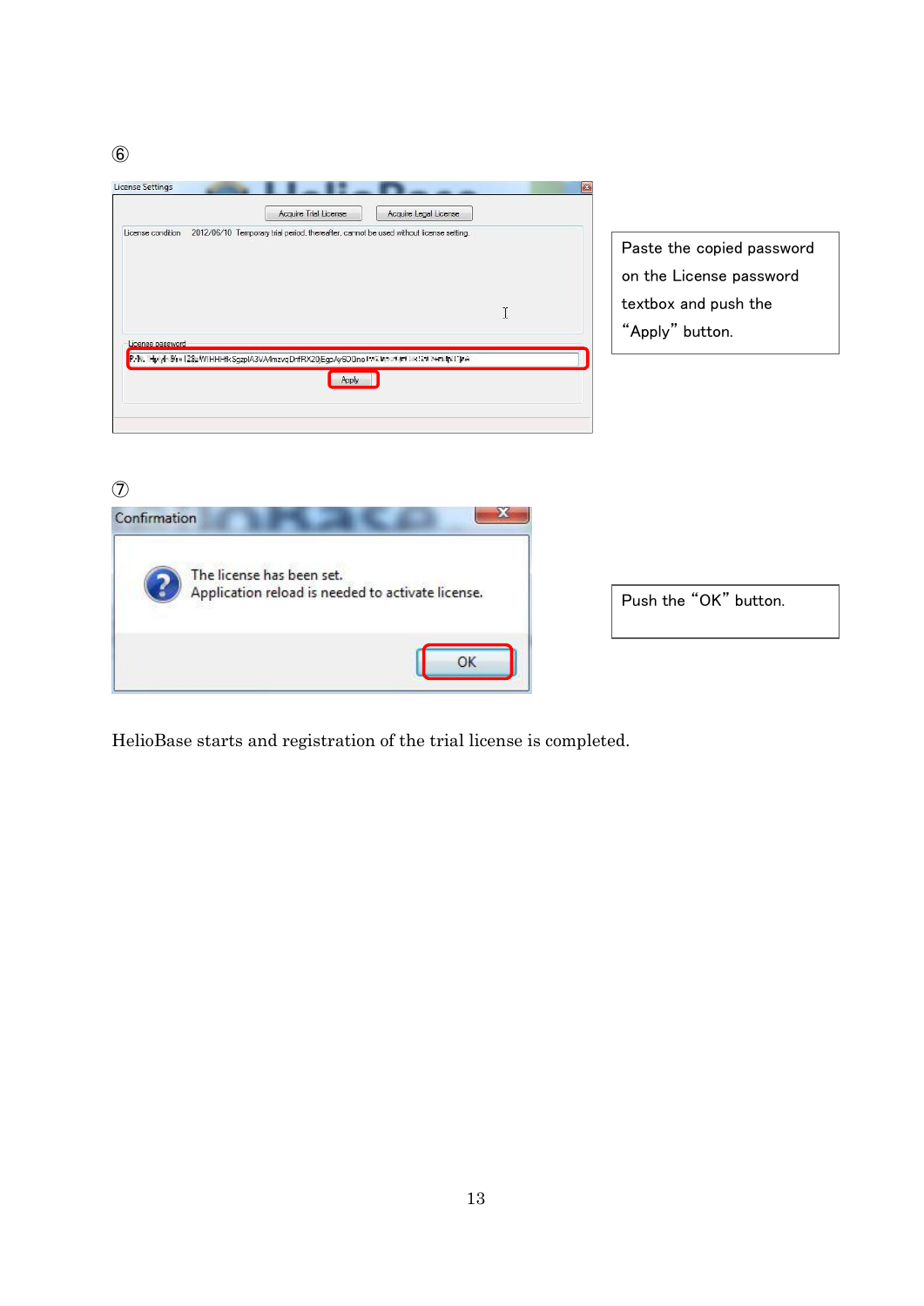⑥

Paste the copied password on the License password textbox and push the “Apply” button.

⑦

Push the “OK” button.

HelioBase starts and registration of the trial license is completed.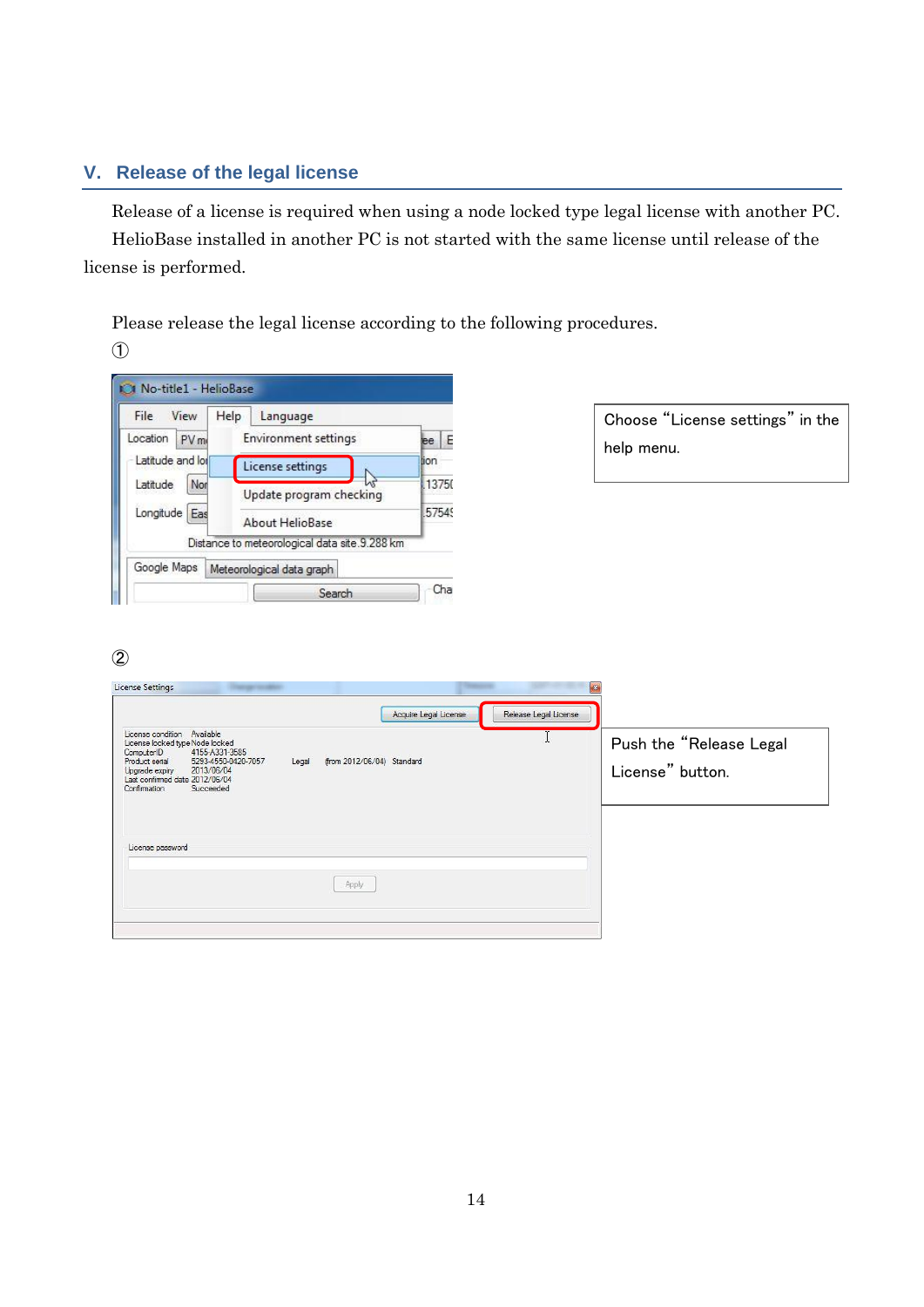## V. Release of the legal license

Release of a license is required when using a node locked type legal license with another PC. HelioBase installed in another PC is not started with the same license until release of the license is performed.

Please release the legal license according to the following procedures.

①

Choose “License settings” in the help menu.

②

Push the “Release Legal License” button.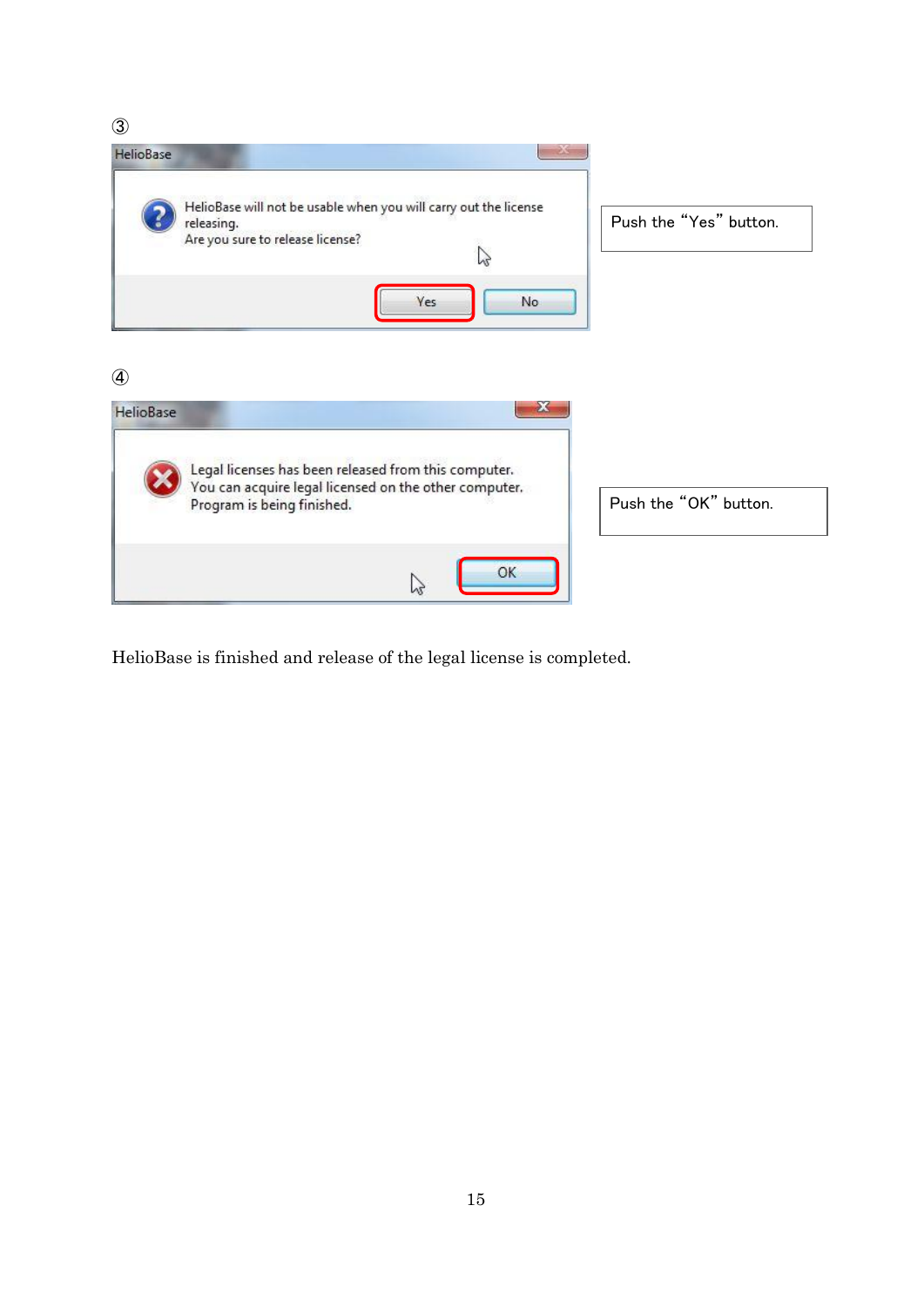③

HelioBase

HelioBase will not be usable when you will carry out the license releasing.
Are you sure to release license?

Yes No

Push the “Yes” button.

④

HelioBase

Legal licenses has been released from this computer.
You can acquire legal licensed on the other computer.
Program is being finished.

OK

Push the “OK” button.

HelioBase is finished and release of the legal license is completed.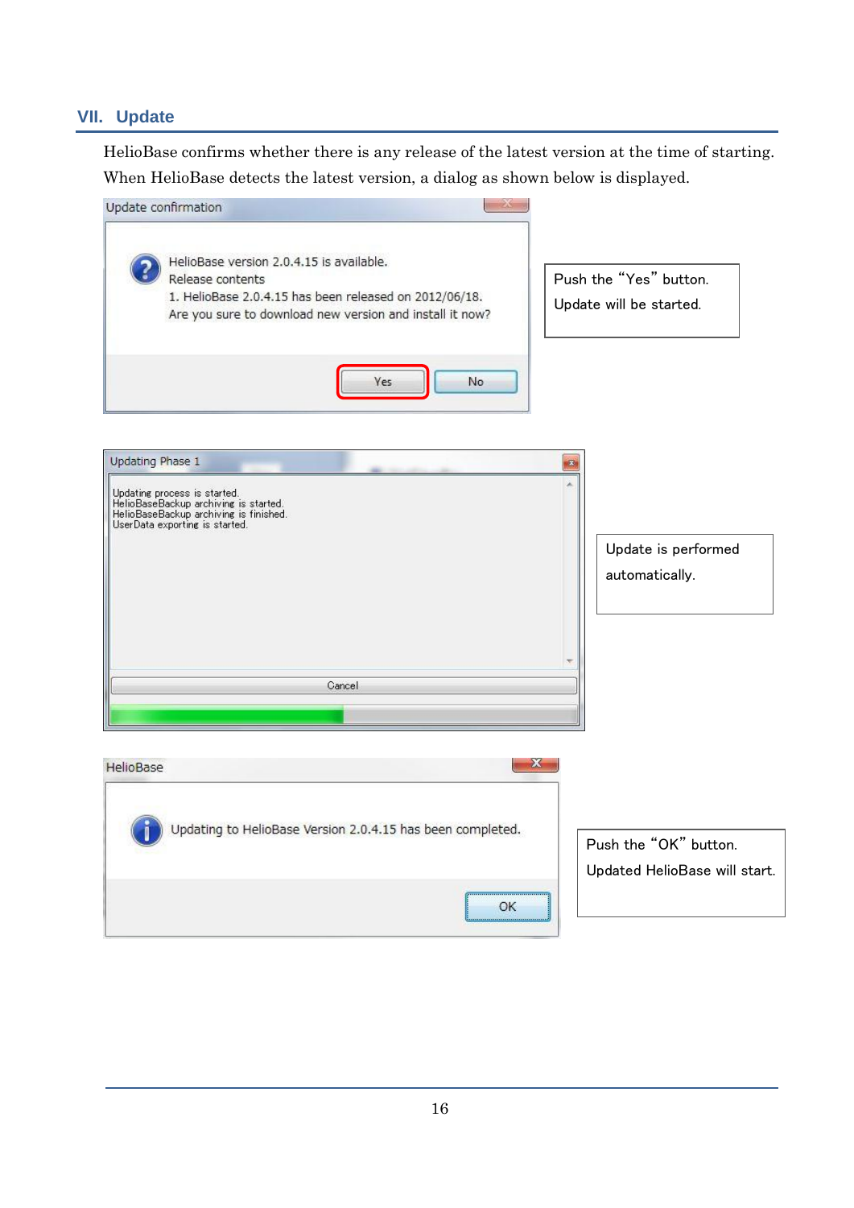## VII. Update

HelioBase confirms whether there is any release of the latest version at the time of starting. When HelioBase detects the latest version, a dialog as shown below is displayed.

Update confirmation

HelioBase version 2.0.4.15 is available.
Release contents
1. HelioBase 2.0.4.15 has been released on 2012/06/18.
Are you sure to download new version and install it now?

Yes No

Push the "Yes" button.
Update will be started.

Updating Phase 1

Updating process is started.
HelioBaseBackup archiving is started.
HelioBaseBackup archiving is finished.
UserData exporting is started.

Cancel

Update is performed automatically.

HelioBase

Updating to HelioBase Version 2.0.4.15 has been completed.

OK

Push the "OK" button.
Updated HelioBase will start.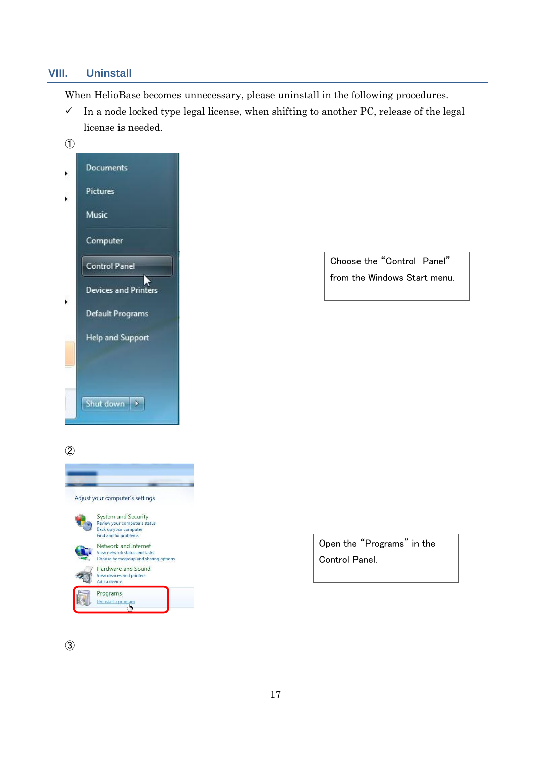## VIII. Uninstall

When HelioBase becomes unnecessary, please uninstall in the following procedures.

✓ In a node locked type legal license, when shifting to another PC, release of the legal license is needed.

①

Choose the "Control Panel" from the Windows Start menu.

②

Open the "Programs" in the Control Panel.

③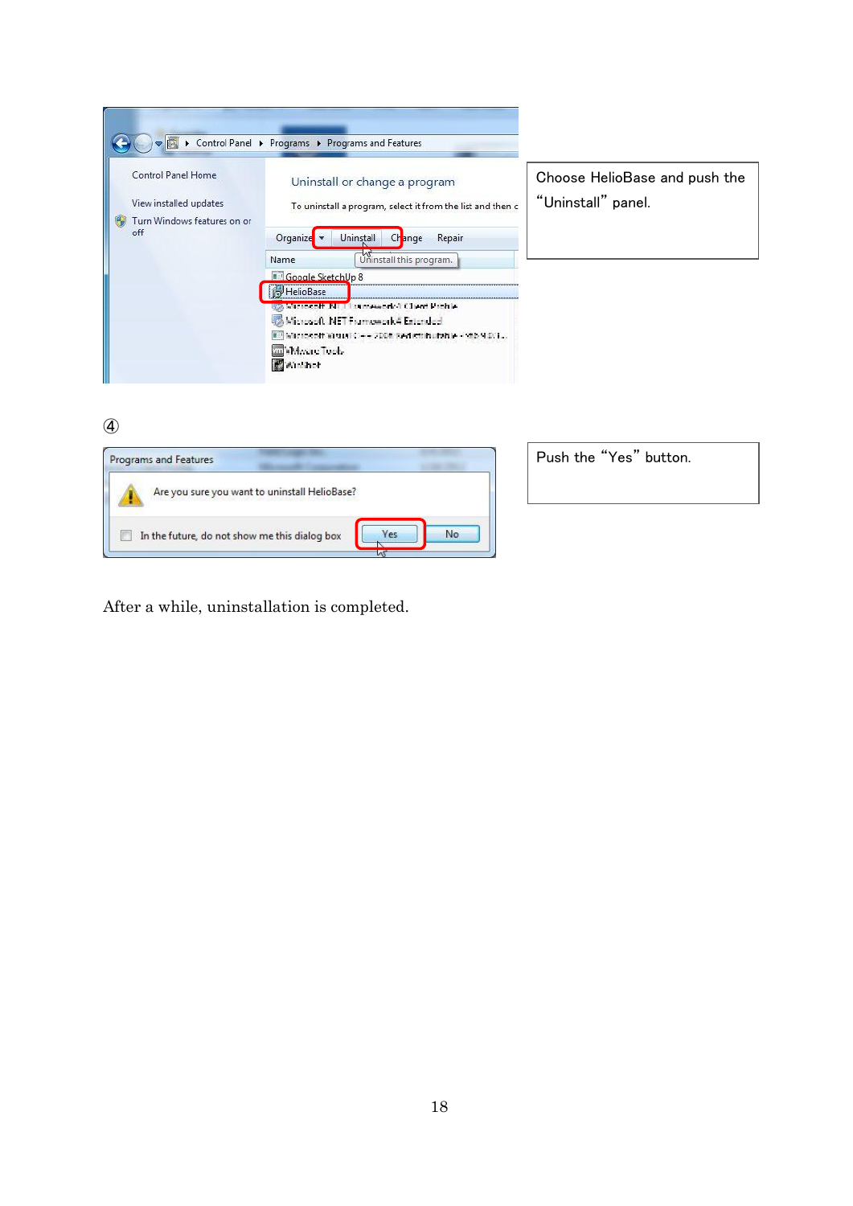Choose HelioBase and push the "Uninstall" panel.

④

Push the "Yes" button.

After a while, uninstallation is completed.